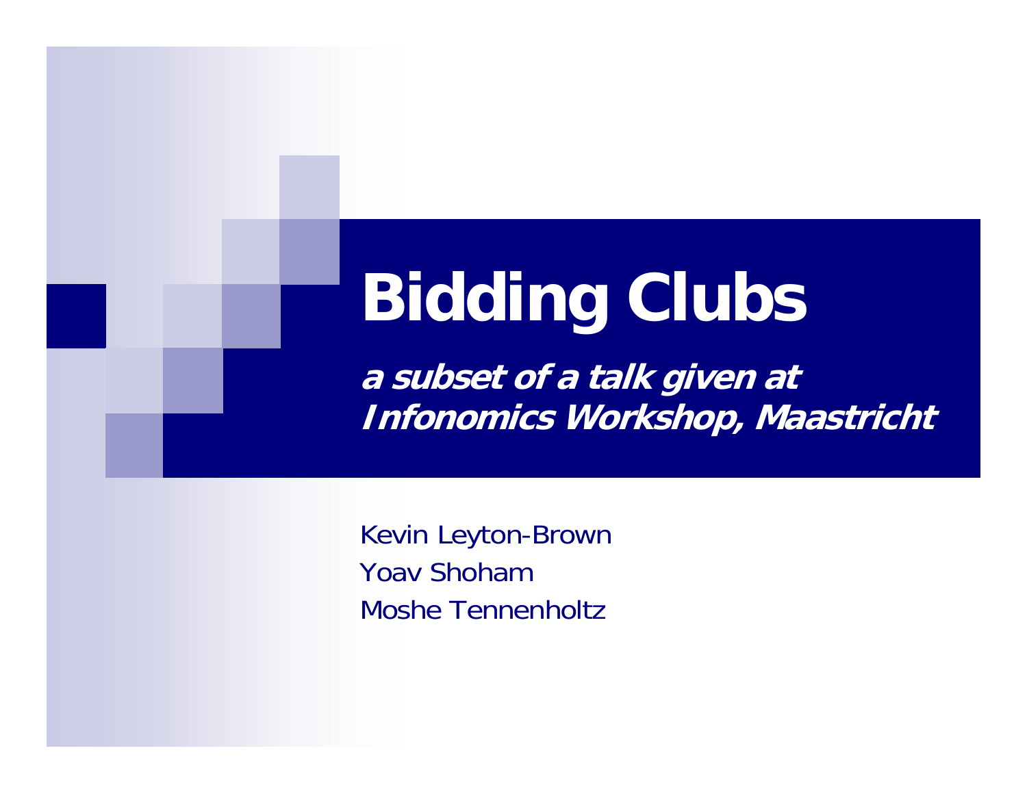# Bidding Clubs

***a subset of a talk given at Infonomics Workshop, Maastricht***

Kevin Leyton-Brown

Yoav Shoham

Moshe Tennenholtz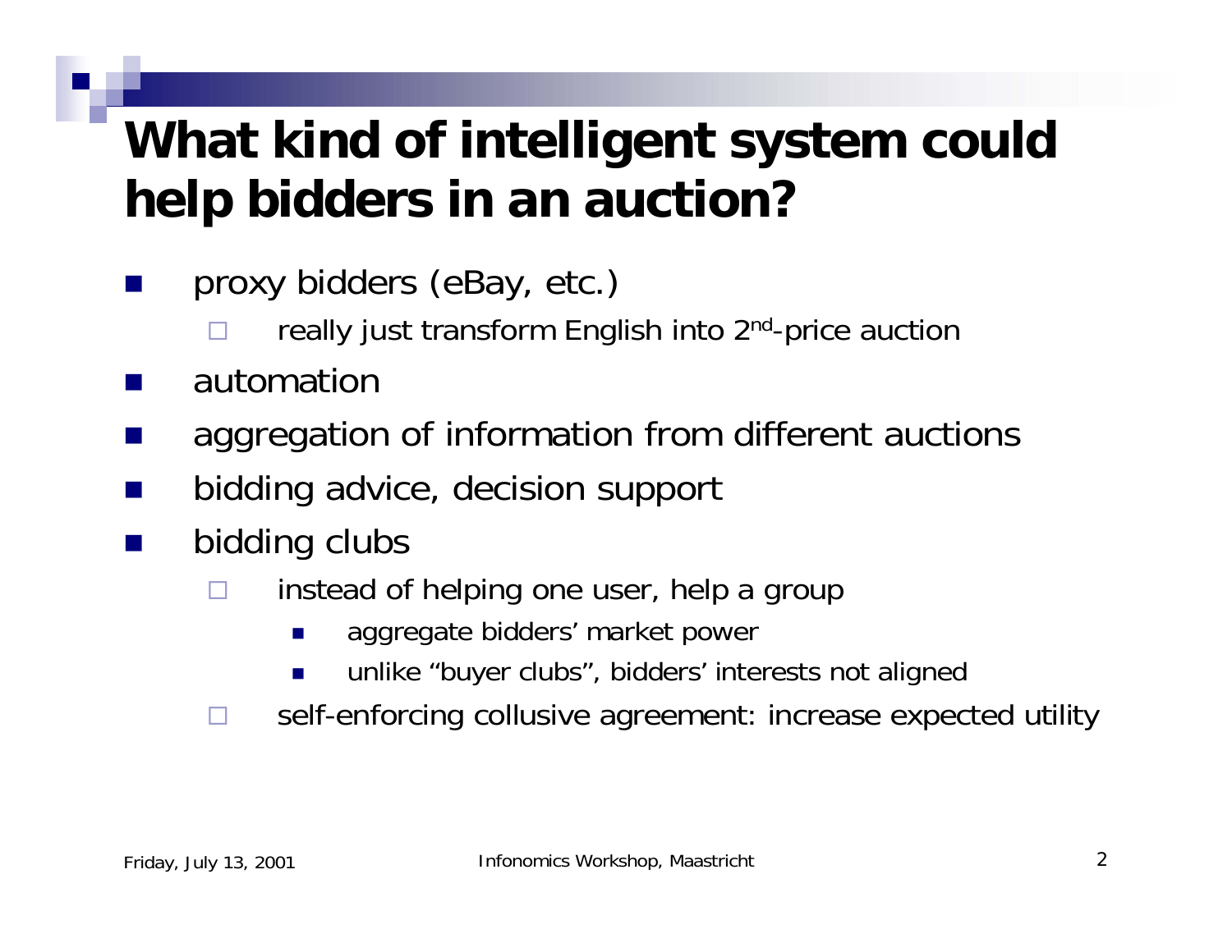# What kind of intelligent system could help bidders in an auction?

- proxy bidders (eBay, etc.)
  - really just transform English into 2nd-price auction
- automation
- aggregation of information from different auctions
- bidding advice, decision support
- bidding clubs
  - instead of helping one user, help a group
    - aggregate bidders' market power
    - unlike "buyer clubs", bidders' interests not aligned
  - self-enforcing collusive agreement: increase expected utility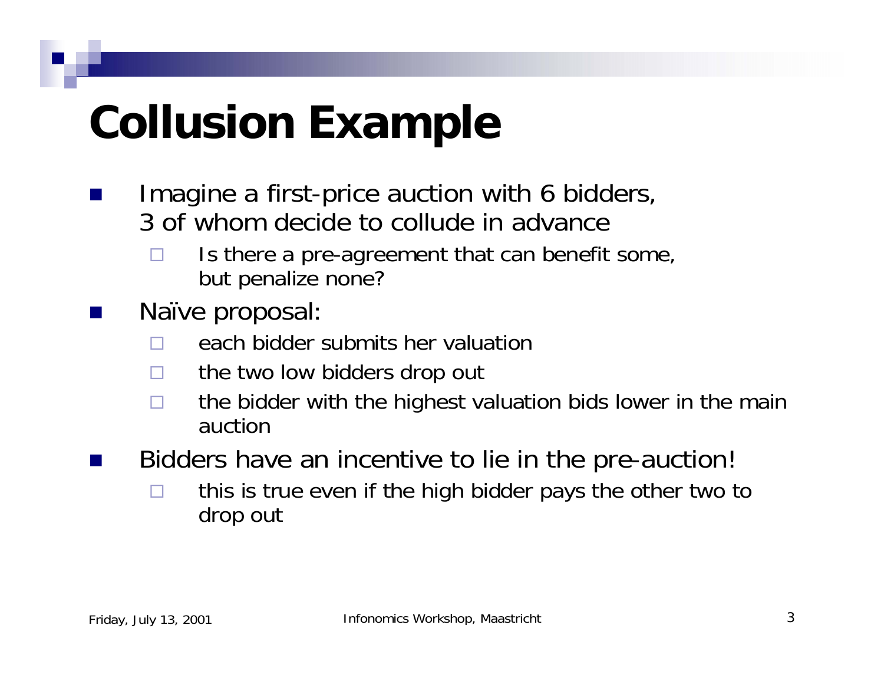# Collusion Example

- Imagine a first-price auction with 6 bidders, 3 of whom decide to collude in advance
  - Is there a pre-agreement that can benefit some, but penalize none?
- Naïve proposal:
  - each bidder submits her valuation
  - the two low bidders drop out
  - the bidder with the highest valuation bids lower in the main auction
- Bidders have an incentive to lie in the pre-auction!
  - this is true even if the high bidder pays the other two to drop out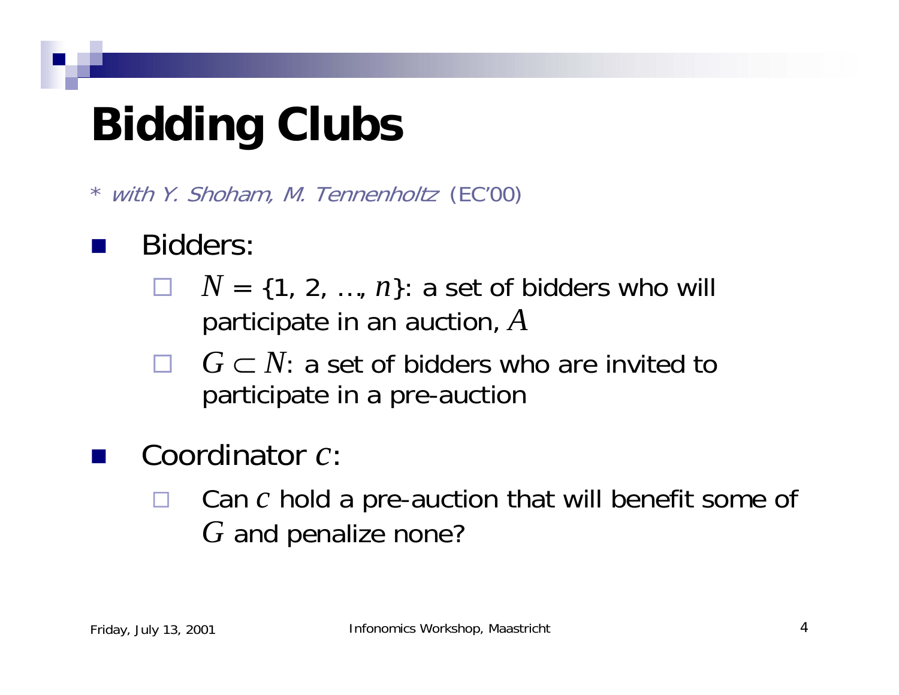# Bidding Clubs

* *with Y. Shoham, M. Tennenholtz* (EC'00)

- Bidders:
  - $N = \{1, 2, \ldots, n\}$: a set of bidders who will participate in an auction, $A$
  - $G \subset N$: a set of bidders who are invited to participate in a pre-auction
- Coordinator $c$:
  - Can $c$ hold a pre-auction that will benefit some of $G$ and penalize none?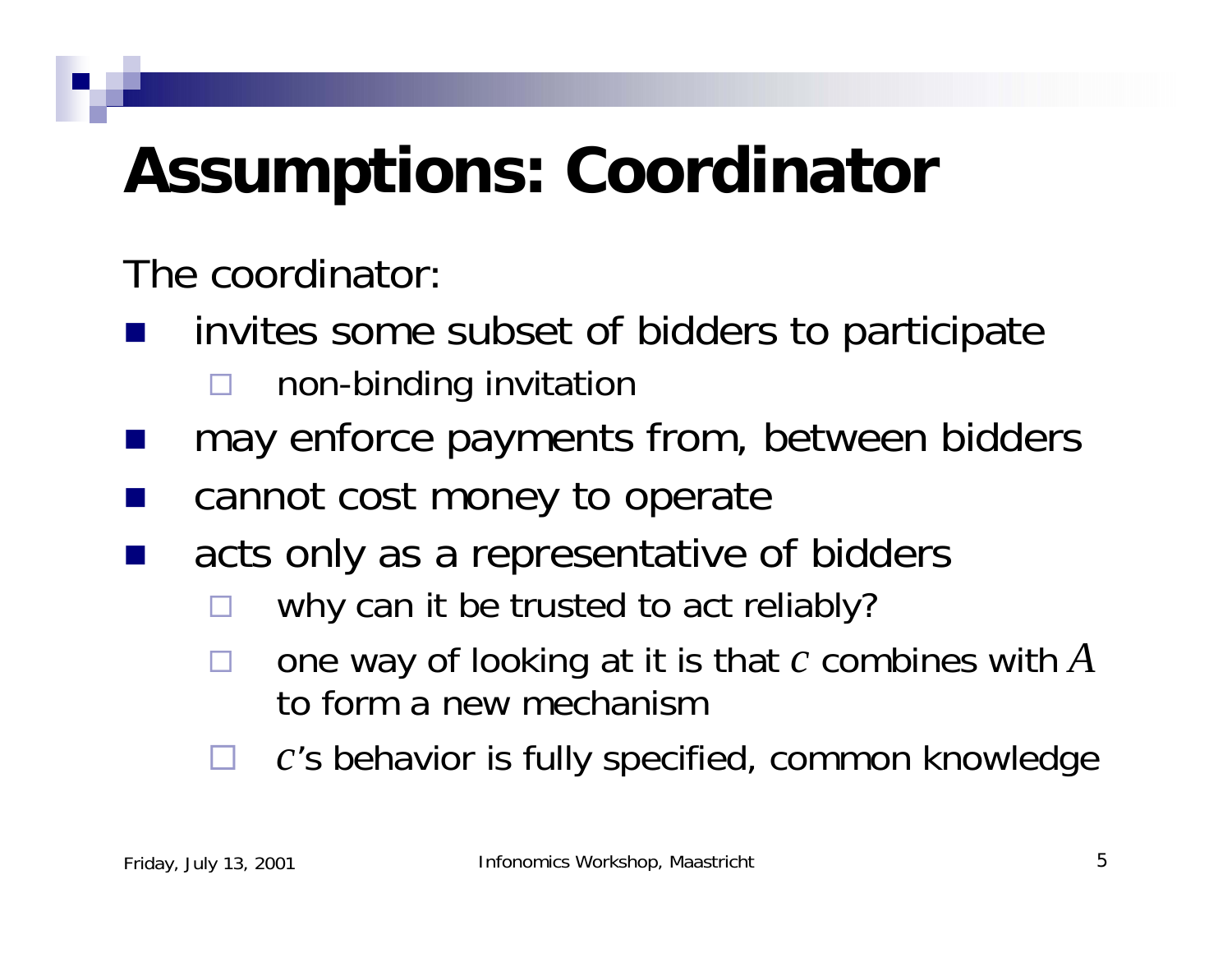# Assumptions: Coordinator

The coordinator:

- invites some subset of bidders to participate
  - non-binding invitation
- may enforce payments from, between bidders
- cannot cost money to operate
- acts only as a representative of bidders
  - why can it be trusted to act reliably?
  - one way of looking at it is that $c$ combines with $A$ to form a new mechanism
  - $c$'s behavior is fully specified, common knowledge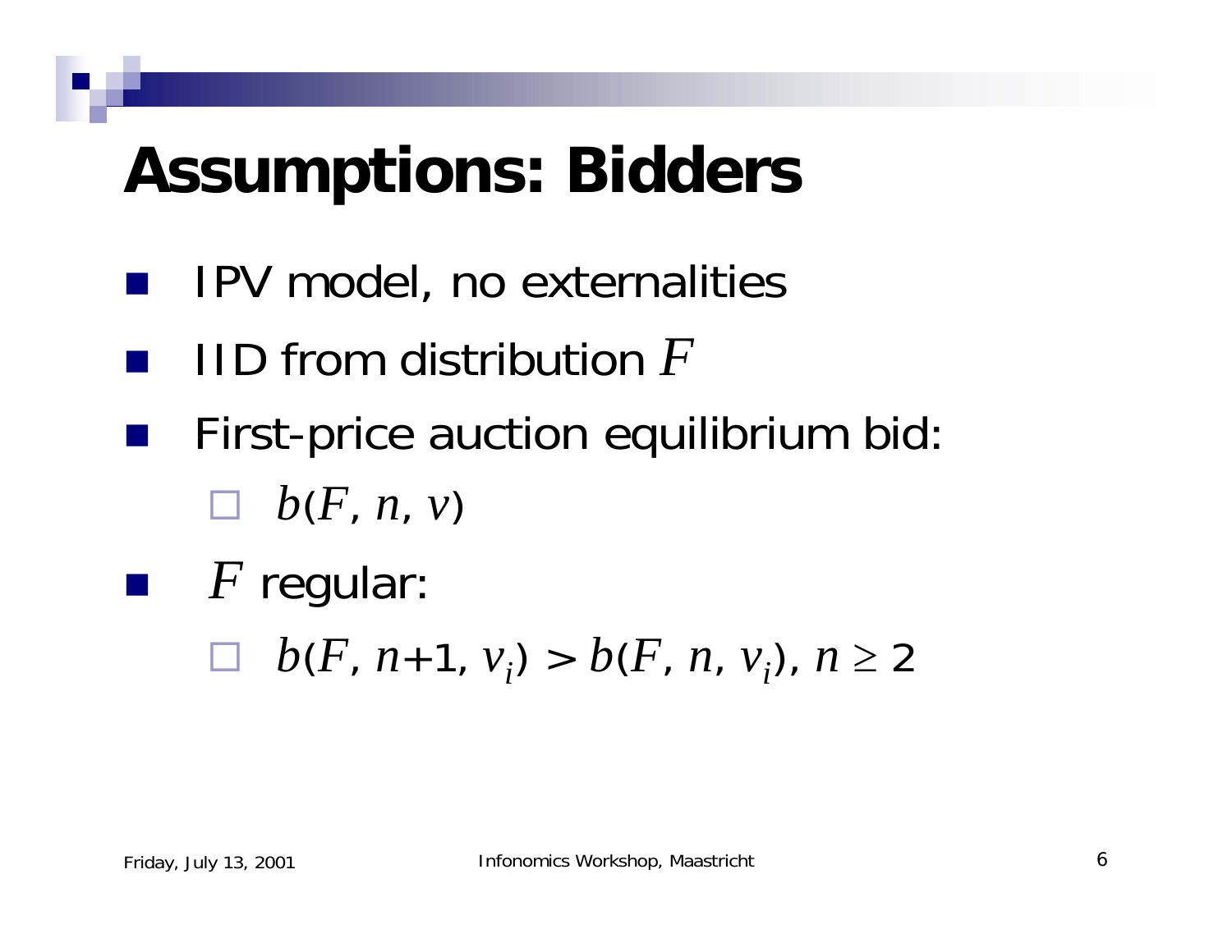# Assumptions: Bidders

- IPV model, no externalities
- IID from distribution $F$
- First-price auction equilibrium bid:
  - $b(F, n, v)$
- $F$ regular:
  - $b(F, n+1, v_i) > b(F, n, v_i)$, $n \geq 2$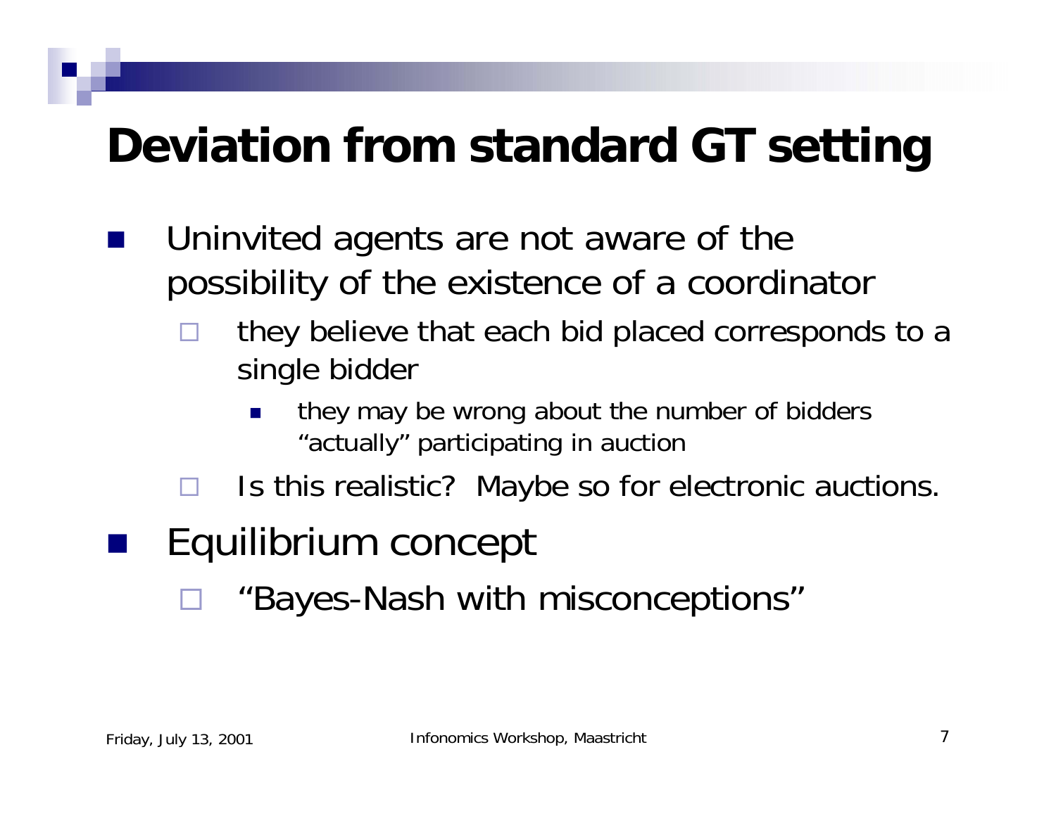# Deviation from standard GT setting

- Uninvited agents are not aware of the possibility of the existence of a coordinator
  - they believe that each bid placed corresponds to a single bidder
    - they may be wrong about the number of bidders "actually" participating in auction
  - Is this realistic? Maybe so for electronic auctions.
- Equilibrium concept
  - "Bayes-Nash with misconceptions"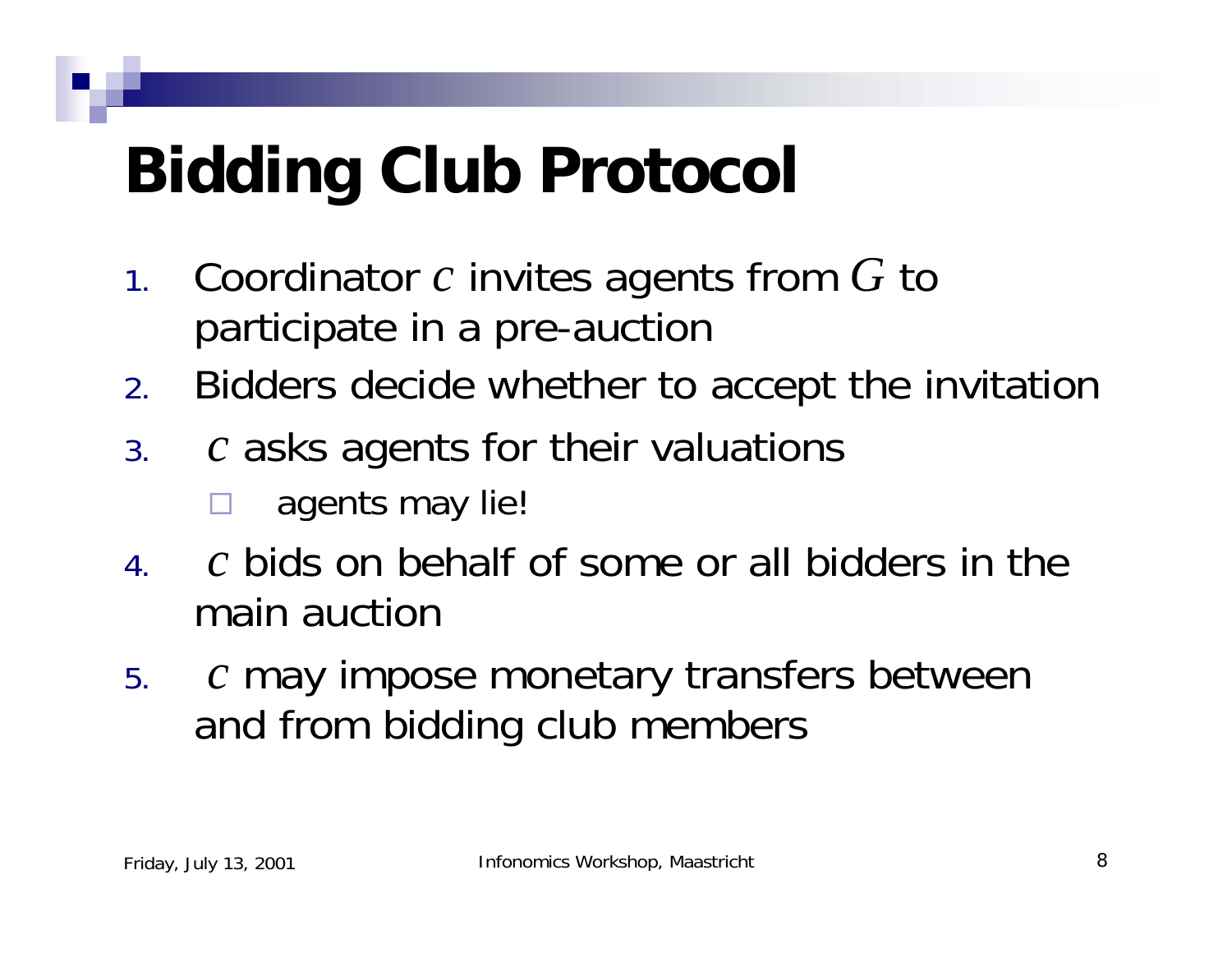# Bidding Club Protocol

1. Coordinator $c$ invites agents from $G$ to participate in a pre-auction
2. Bidders decide whether to accept the invitation
3. $c$ asks agents for their valuations
   - agents may lie!
4. $c$ bids on behalf of some or all bidders in the main auction
5. $c$ may impose monetary transfers between and from bidding club members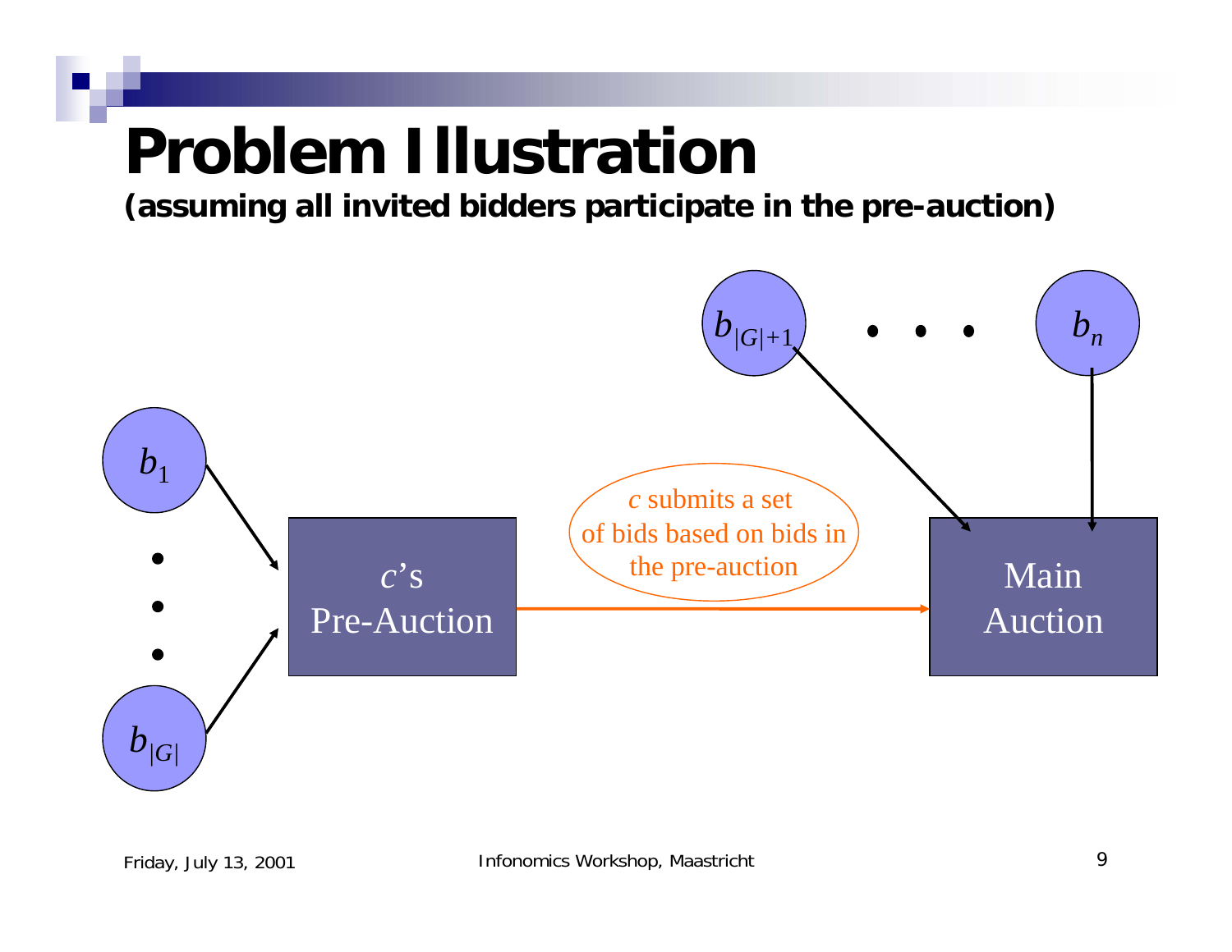# Problem Illustration

**(assuming all invited bidders participate in the pre-auction)**

$b_1$ … $b_{|G|}$ → $c$'s Pre-Auction

$c$ submits a set of bids based on bids in the pre-auction → Main Auction

$b_{|G|+1}$ … $b_n$ → Main Auction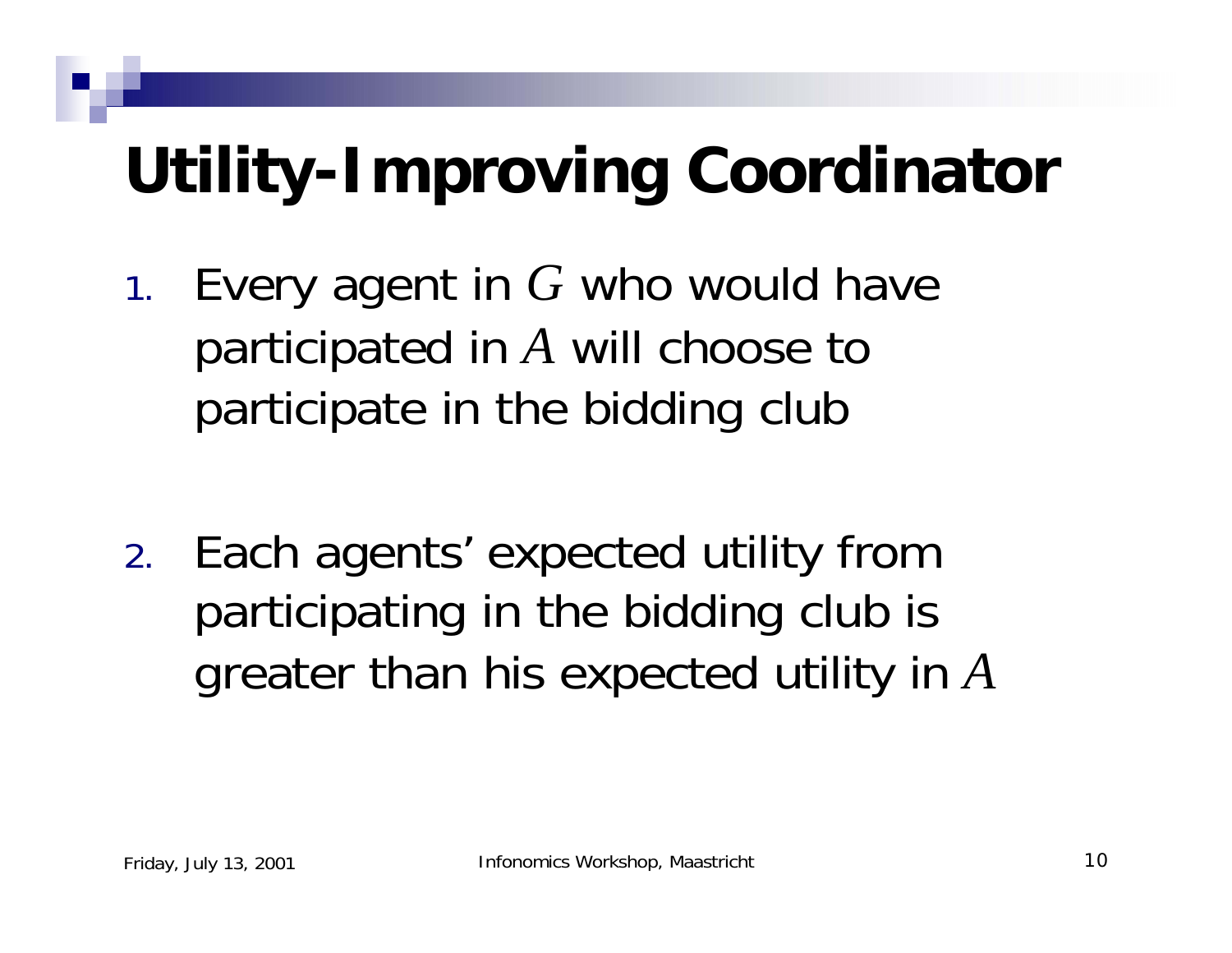# Utility-Improving Coordinator

1. Every agent in $G$ who would have participated in $A$ will choose to participate in the bidding club

2. Each agents' expected utility from participating in the bidding club is greater than his expected utility in $A$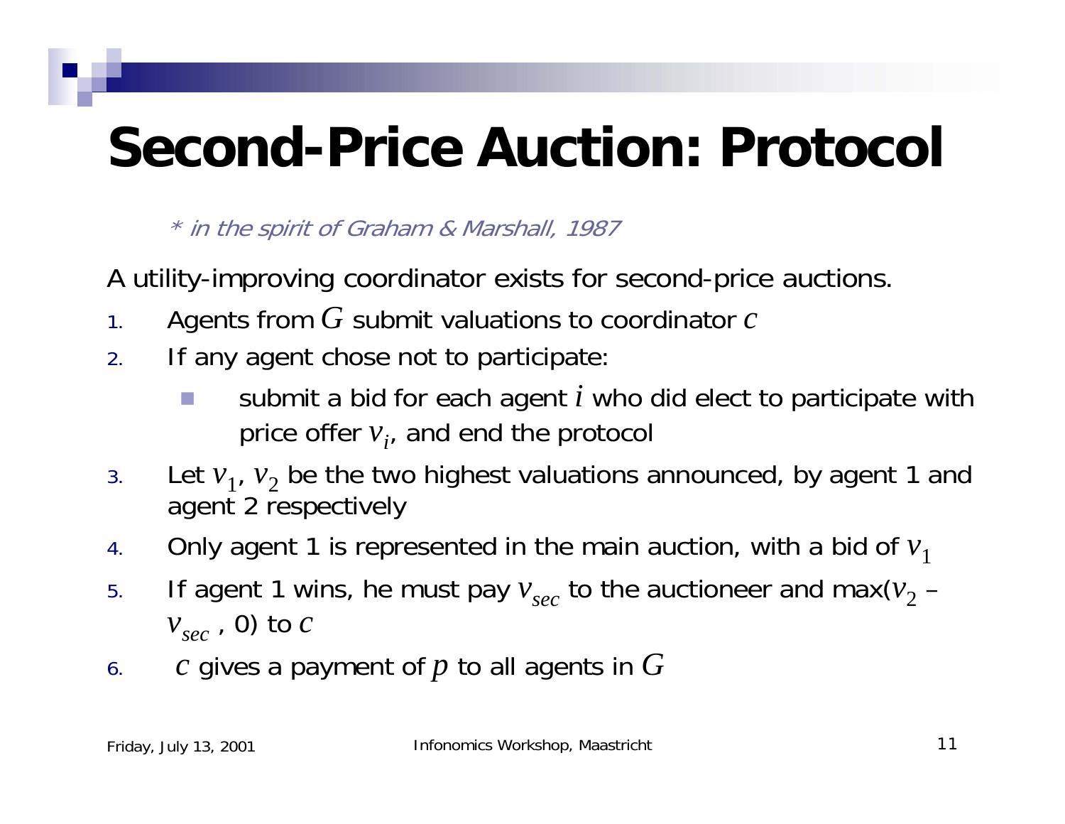# Second-Price Auction: Protocol

*\* in the spirit of Graham & Marshall, 1987*

A utility-improving coordinator exists for second-price auctions.

1. Agents from $G$ submit valuations to coordinator $c$
2. If any agent chose not to participate:
   - submit a bid for each agent $i$ who did elect to participate with price offer $v_i$, and end the protocol
3. Let $v_1$, $v_2$ be the two highest valuations announced, by agent 1 and agent 2 respectively
4. Only agent 1 is represented in the main auction, with a bid of $v_1$
5. If agent 1 wins, he must pay $v_{sec}$ to the auctioneer and max($v_2$ – $v_{sec}$ , 0) to $c$
6. $c$ gives a payment of $p$ to all agents in $G$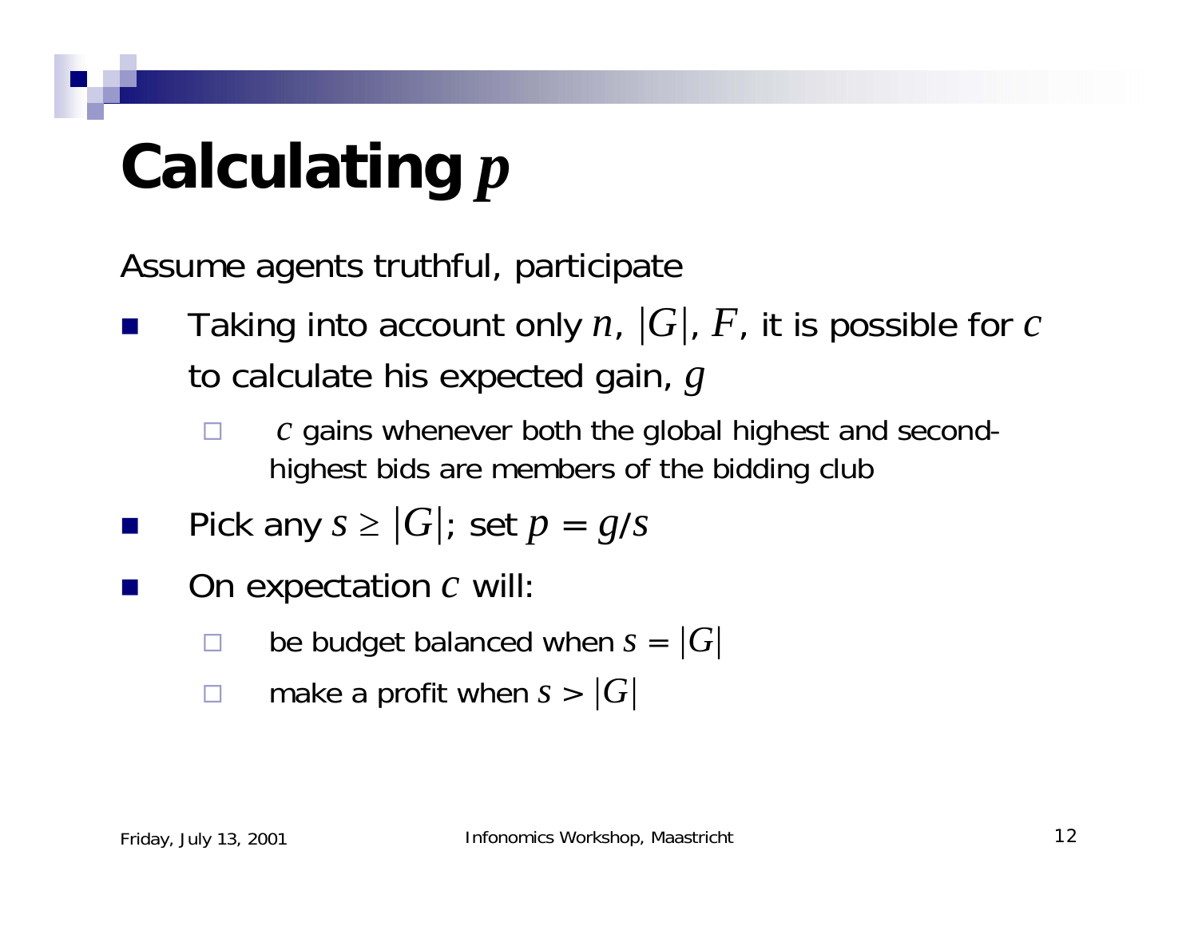# Calculating $p$

Assume agents truthful, participate

- Taking into account only $n$, $|G|$, $F$, it is possible for $c$ to calculate his expected gain, $g$
  - $c$ gains whenever both the global highest and second-highest bids are members of the bidding club
- Pick any $s \geq |G|$; set $p = g/s$
- On expectation $c$ will:
  - be budget balanced when $s = |G|$
  - make a profit when $s > |G|$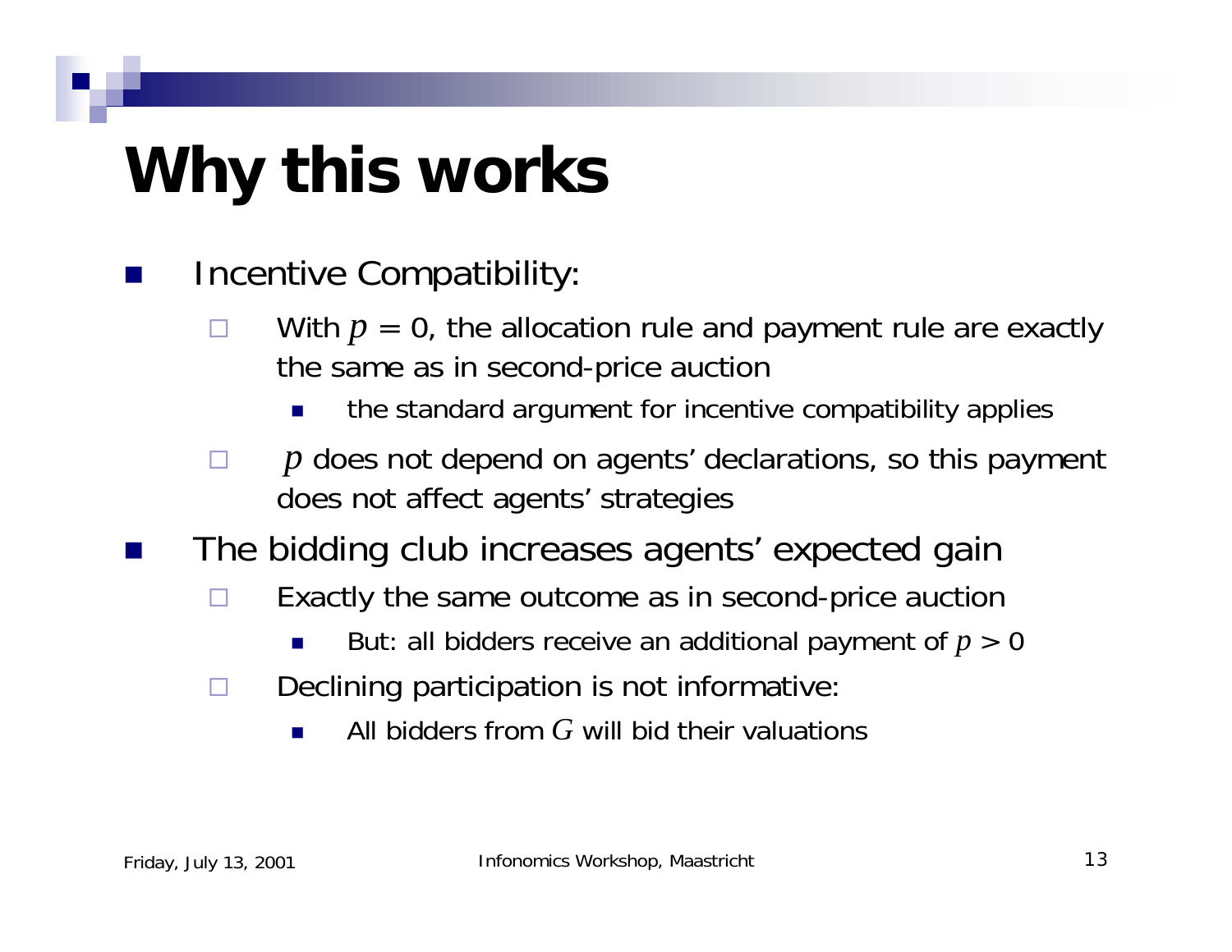# Why this works

- Incentive Compatibility:
  - With $p = 0$, the allocation rule and payment rule are exactly the same as in second-price auction
    - the standard argument for incentive compatibility applies
  - $p$ does not depend on agents' declarations, so this payment does not affect agents' strategies
- The bidding club increases agents' expected gain
  - Exactly the same outcome as in second-price auction
    - But: all bidders receive an additional payment of $p > 0$
  - Declining participation is not informative:
    - All bidders from $G$ will bid their valuations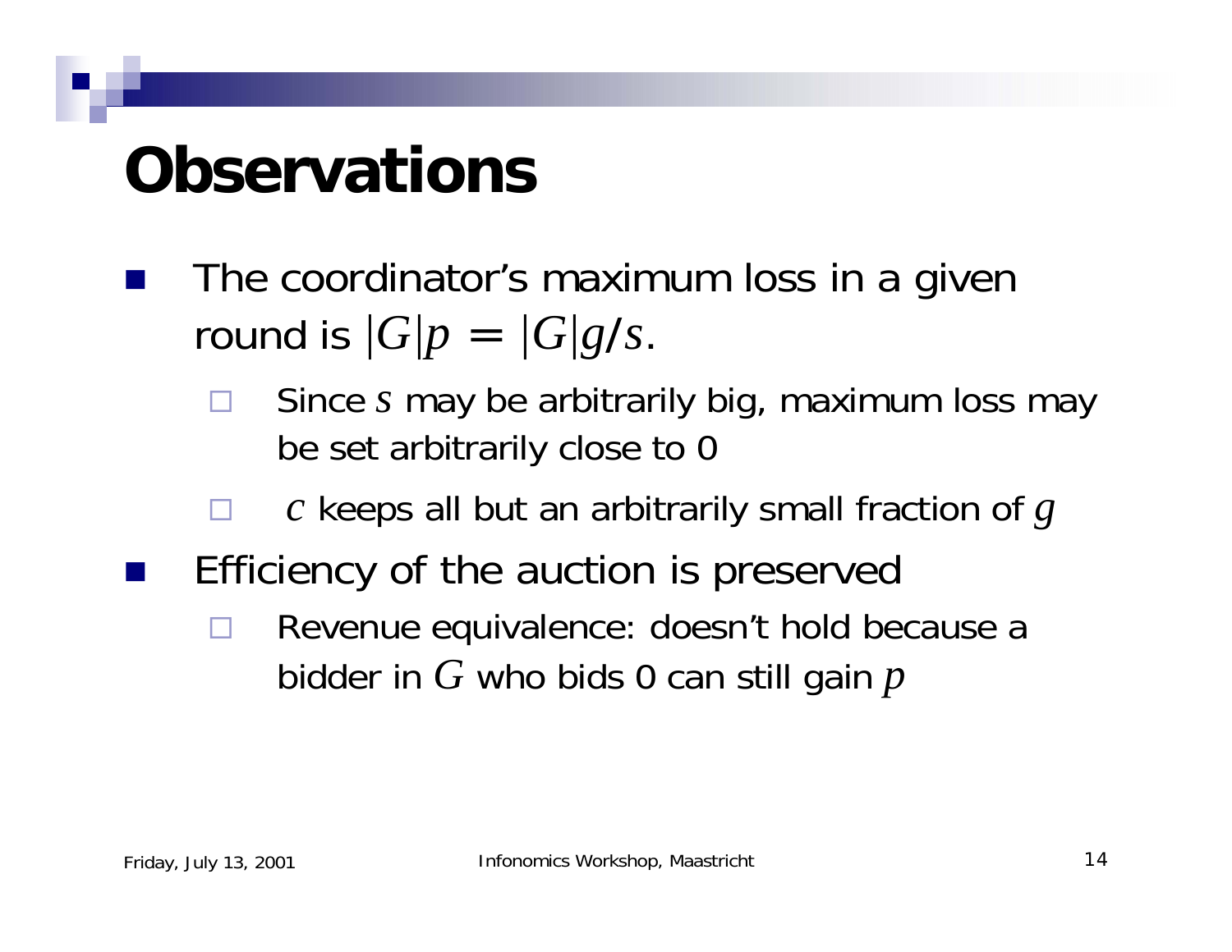# Observations

- The coordinator's maximum loss in a given round is $|G|p = |G|g/s$.
  - Since $s$ may be arbitrarily big, maximum loss may be set arbitrarily close to 0
  - $c$ keeps all but an arbitrarily small fraction of $g$
- Efficiency of the auction is preserved
  - Revenue equivalence: doesn't hold because a bidder in $G$ who bids 0 can still gain $p$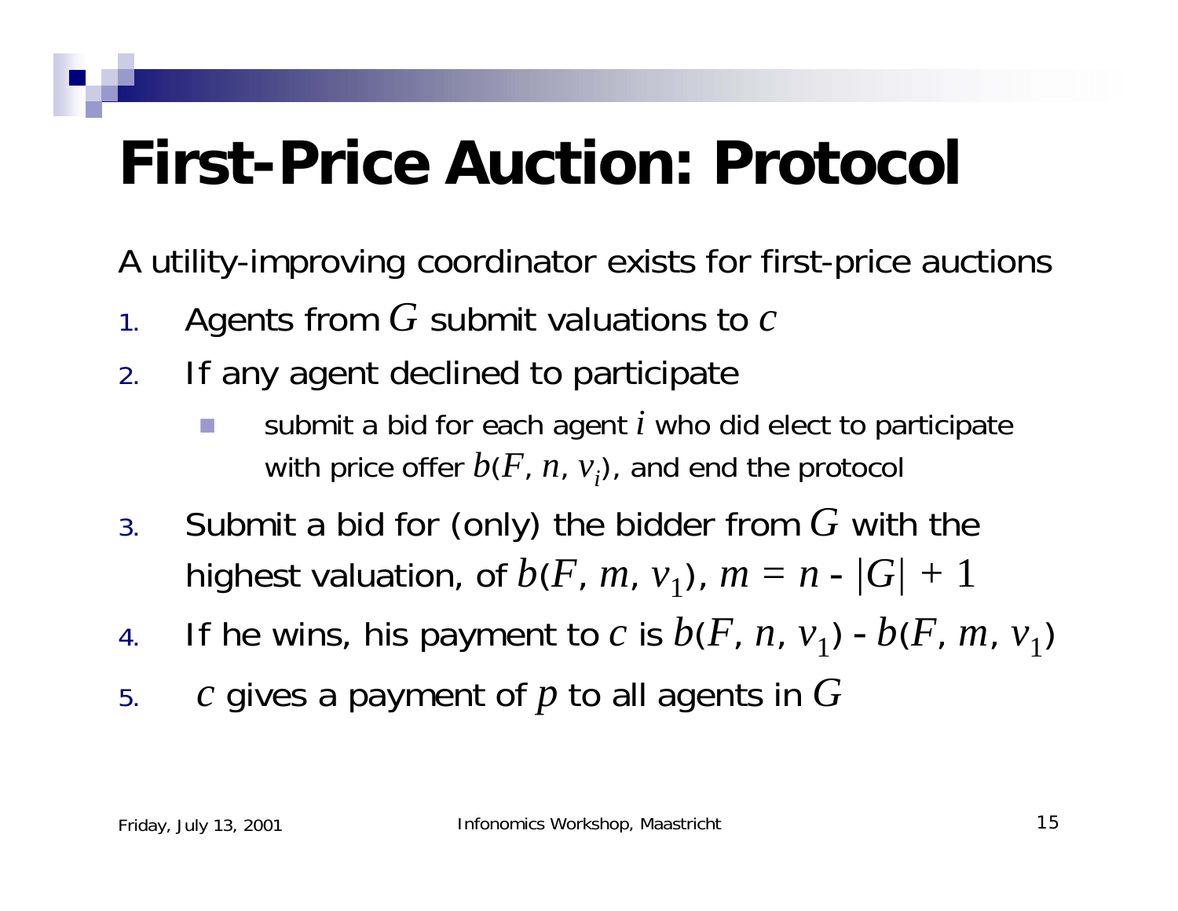# First-Price Auction: Protocol

A utility-improving coordinator exists for first-price auctions

1. Agents from $G$ submit valuations to $c$
2. If any agent declined to participate
   - submit a bid for each agent $i$ who did elect to participate with price offer $b(F, n, v_i)$, and end the protocol
3. Submit a bid for (only) the bidder from $G$ with the highest valuation, of $b(F, m, v_1)$, $m = n - |G| + 1$
4. If he wins, his payment to $c$ is $b(F, n, v_1) - b(F, m, v_1)$
5. $c$ gives a payment of $p$ to all agents in $G$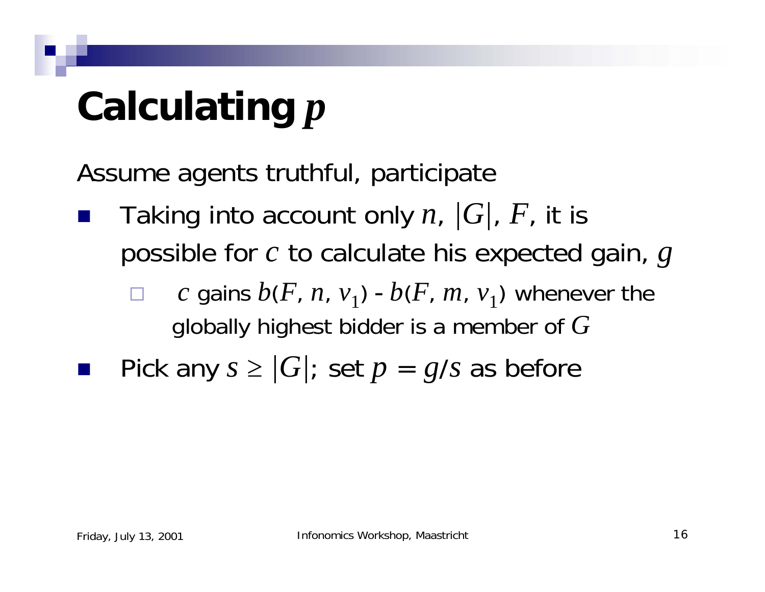# Calculating $p$

Assume agents truthful, participate

- Taking into account only $n$, $|G|$, $F$, it is possible for $c$ to calculate his expected gain, $g$
  - $c$ gains $b(F, n, v_1)$ - $b(F, m, v_1)$ whenever the globally highest bidder is a member of $G$
- Pick any $s \geq |G|$; set $p = g/s$ as before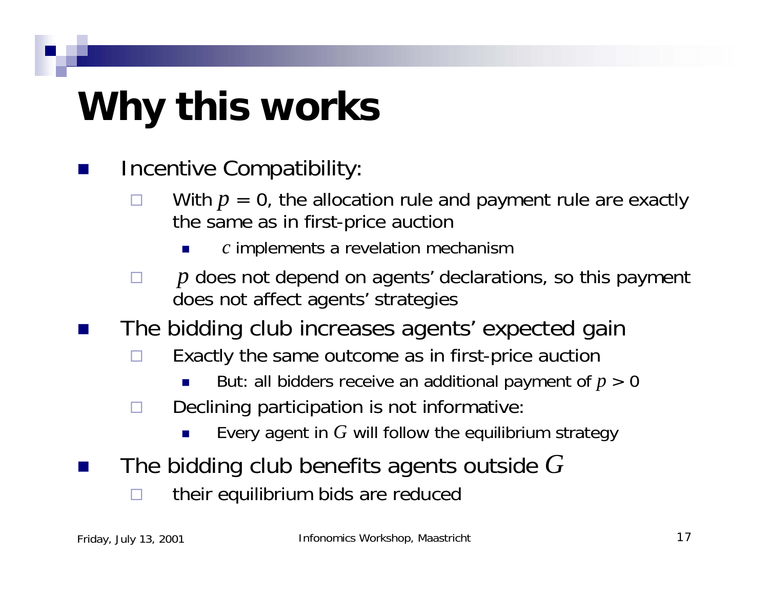# Why this works

- Incentive Compatibility:
  - With $p = 0$, the allocation rule and payment rule are exactly the same as in first-price auction
    - $c$ implements a revelation mechanism
  - $p$ does not depend on agents' declarations, so this payment does not affect agents' strategies
- The bidding club increases agents' expected gain
  - Exactly the same outcome as in first-price auction
    - But: all bidders receive an additional payment of $p > 0$
  - Declining participation is not informative:
    - Every agent in $G$ will follow the equilibrium strategy
- The bidding club benefits agents outside $G$
  - their equilibrium bids are reduced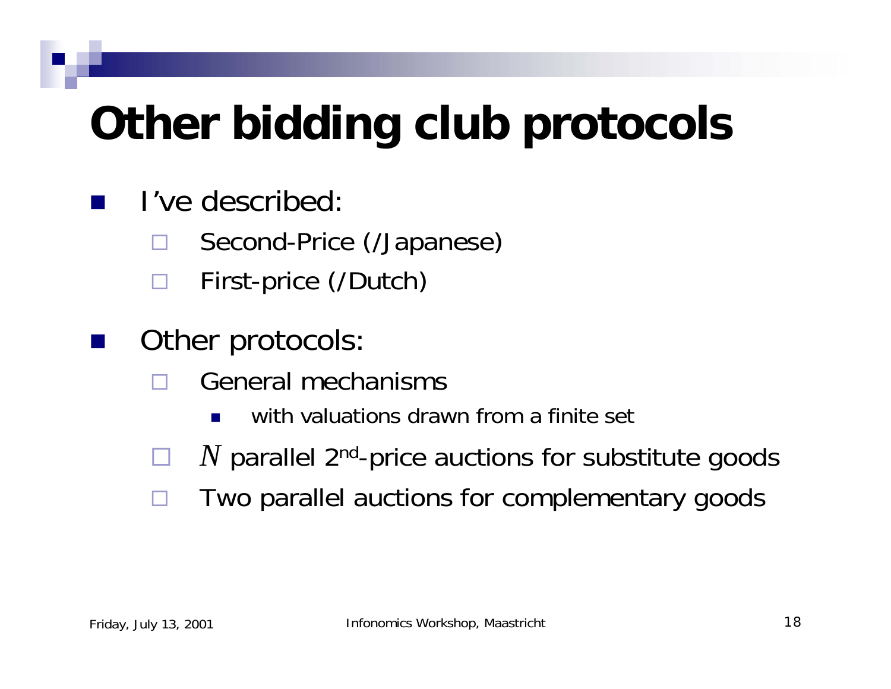# Other bidding club protocols

- I've described:
  - Second-Price (/Japanese)
  - First-price (/Dutch)
- Other protocols:
  - General mechanisms
    - with valuations drawn from a finite set
  - $N$ parallel 2nd-price auctions for substitute goods
  - Two parallel auctions for complementary goods